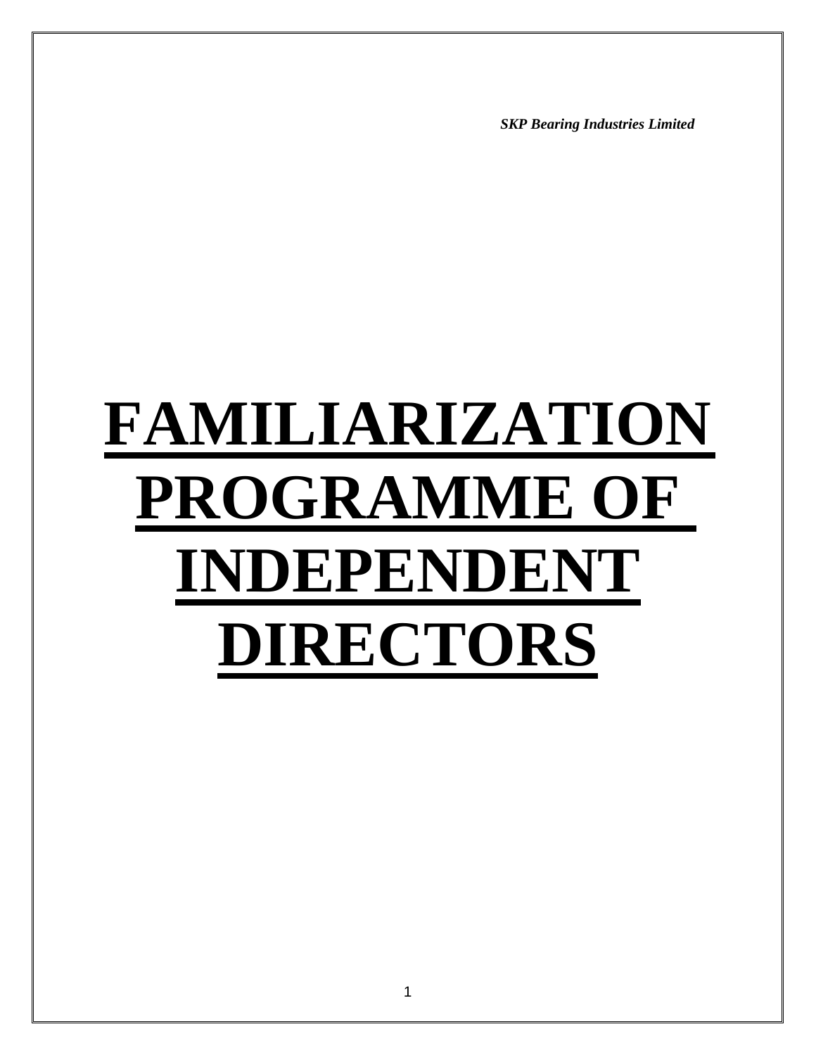***SKP Bearing Industries Limited***

# FAMILIARIZATION PROGRAMME OF INDEPENDENT DIRECTORS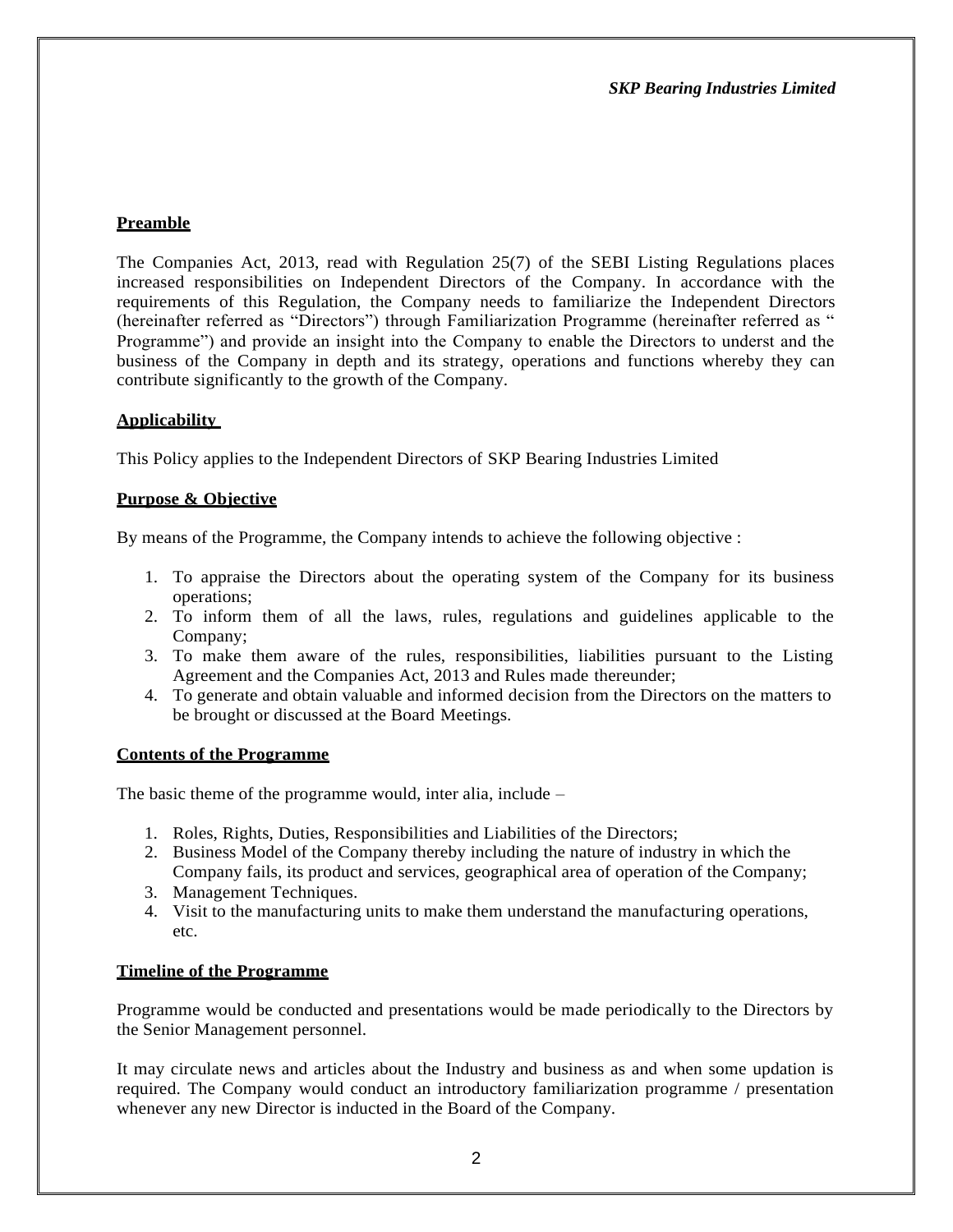## Preamble

The Companies Act, 2013, read with Regulation 25(7) of the SEBI Listing Regulations places increased responsibilities on Independent Directors of the Company. In accordance with the requirements of this Regulation, the Company needs to familiarize the Independent Directors (hereinafter referred as "Directors") through Familiarization Programme (hereinafter referred as " Programme") and provide an insight into the Company to enable the Directors to underst and the business of the Company in depth and its strategy, operations and functions whereby they can contribute significantly to the growth of the Company.

## Applicability

This Policy applies to the Independent Directors of SKP Bearing Industries Limited

## Purpose & Objective

By means of the Programme, the Company intends to achieve the following objective :

1. To appraise the Directors about the operating system of the Company for its business operations;
2. To inform them of all the laws, rules, regulations and guidelines applicable to the Company;
3. To make them aware of the rules, responsibilities, liabilities pursuant to the Listing Agreement and the Companies Act, 2013 and Rules made thereunder;
4. To generate and obtain valuable and informed decision from the Directors on the matters to be brought or discussed at the Board Meetings.

## Contents of the Programme

The basic theme of the programme would, inter alia, include –

1. Roles, Rights, Duties, Responsibilities and Liabilities of the Directors;
2. Business Model of the Company thereby including the nature of industry in which the Company fails, its product and services, geographical area of operation of the Company;
3. Management Techniques.
4. Visit to the manufacturing units to make them understand the manufacturing operations, etc.

## Timeline of the Programme

Programme would be conducted and presentations would be made periodically to the Directors by the Senior Management personnel.

It may circulate news and articles about the Industry and business as and when some updation is required. The Company would conduct an introductory familiarization programme / presentation whenever any new Director is inducted in the Board of the Company.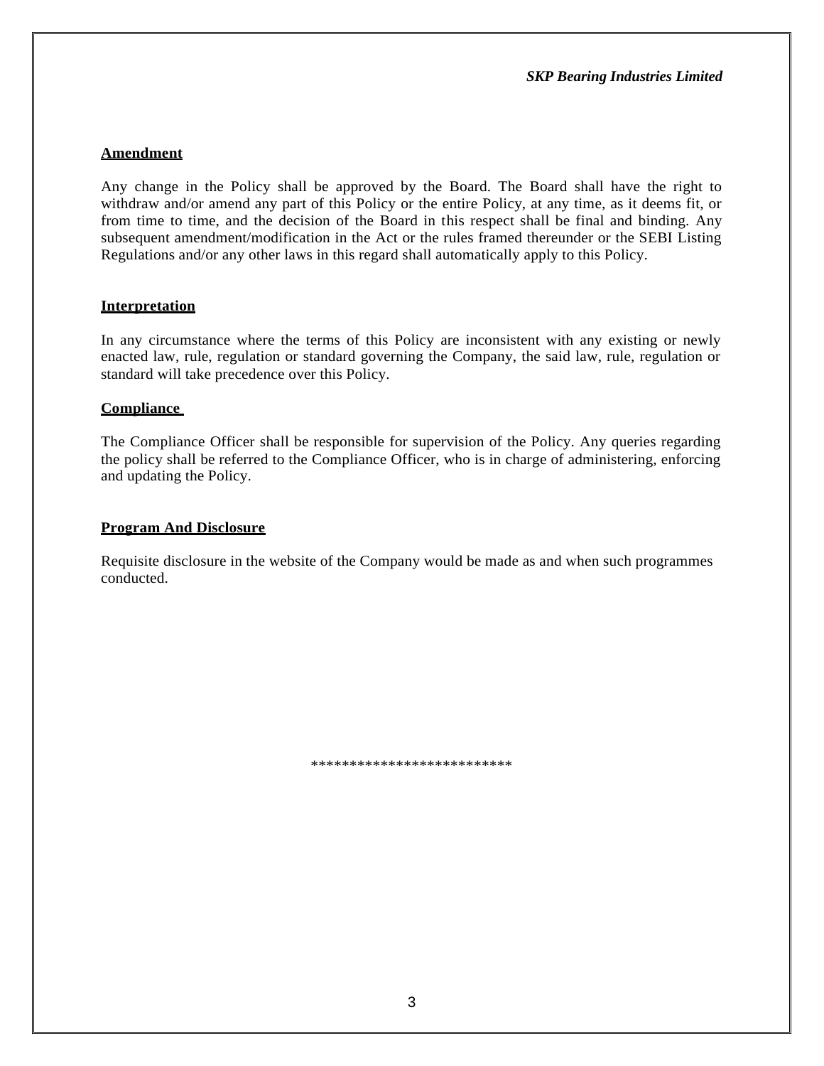**Amendment**

Any change in the Policy shall be approved by the Board. The Board shall have the right to withdraw and/or amend any part of this Policy or the entire Policy, at any time, as it deems fit, or from time to time, and the decision of the Board in this respect shall be final and binding. Any subsequent amendment/modification in the Act or the rules framed thereunder or the SEBI Listing Regulations and/or any other laws in this regard shall automatically apply to this Policy.

**Interpretation**

In any circumstance where the terms of this Policy are inconsistent with any existing or newly enacted law, rule, regulation or standard governing the Company, the said law, rule, regulation or standard will take precedence over this Policy.

**Compliance**

The Compliance Officer shall be responsible for supervision of the Policy. Any queries regarding the policy shall be referred to the Compliance Officer, who is in charge of administering, enforcing and updating the Policy.

**Program And Disclosure**

Requisite disclosure in the website of the Company would be made as and when such programmes conducted.

**************************